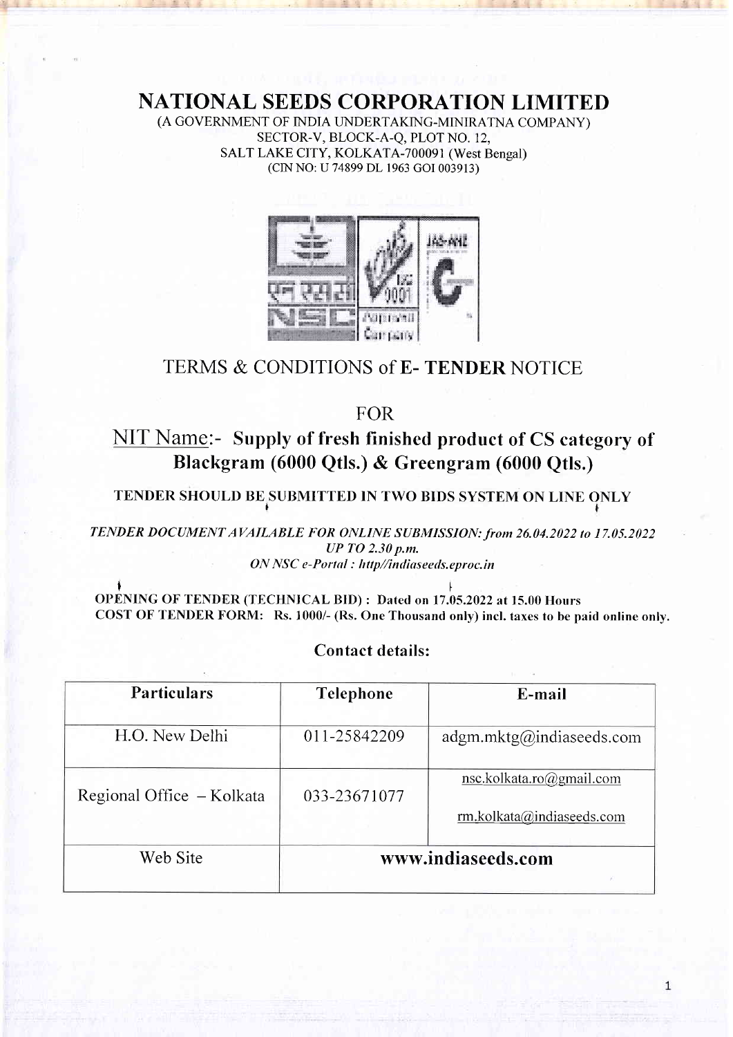# NATIONAL SEEDS CORPORATION LIMITED

(A GOVERNMENT OF INDIA UNDERTAKING-MINIRATNA COMPANY)
SECTOR-V, BLOCK-A-Q, PLOT NO. 12,
SALT LAKE CITY, KOLKATA-700091 (West Bengal)
(CIN NO: U 74899 DL 1963 GOI 003913)

## TERMS & CONDITIONS of E- TENDER NOTICE

FOR

## NIT Name:- Supply of fresh finished product of CS category of Blackgram (6000 Qtls.) & Greengram (6000 Qtls.)

**TENDER SHOULD BE SUBMITTED IN TWO BIDS SYSTEM ON LINE ONLY**

*TENDER DOCUMENT AVAILABLE FOR ONLINE SUBMISSION: from 26.04.2022 to 17.05.2022 UP TO 2.30 p.m.*
*ON NSC e-Portal : http//indiaseeds.eproc.in*

**OPENING OF TENDER (TECHNICAL BID) : Dated on 17.05.2022 at 15.00 Hours**
**COST OF TENDER FORM: Rs. 1000/- (Rs. One Thousand only) incl. taxes to be paid online only.**

**Contact details:**

| Particulars | Telephone | E-mail |
|---|---|---|
| H.O. New Delhi | 011-25842209 | adgm.mktg@indiaseeds.com |
| Regional Office – Kolkata | 033-23671077 | nsc.kolkata.ro@gmail.com<br>rm.kolkata@indiaseeds.com |
| Web Site | **www.indiaseeds.com** | |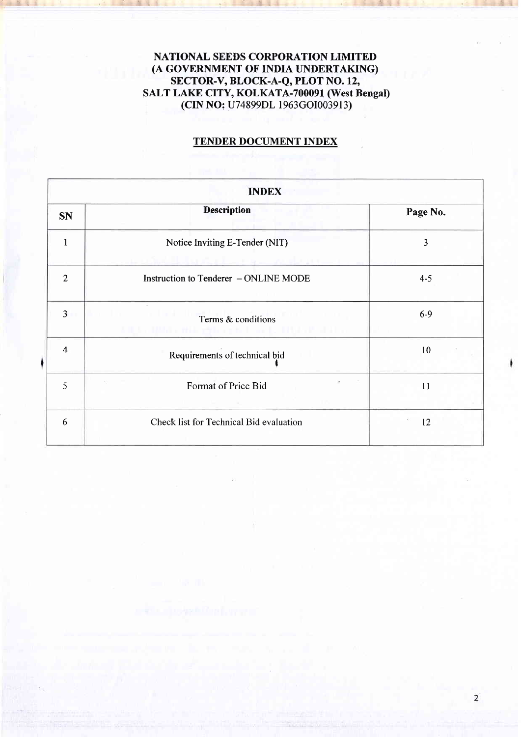**NATIONAL SEEDS CORPORATION LIMITED**
**(A GOVERNMENT OF INDIA UNDERTAKING)**
**SECTOR-V, BLOCK-A-Q, PLOT NO. 12,**
**SALT LAKE CITY, KOLKATA-700091 (West Bengal)**
**(CIN NO: U74899DL 1963GOI003913)**

## TENDER DOCUMENT INDEX

| INDEX | | |
|---|---|---|
| **SN** | **Description** | **Page No.** |
| 1 | Notice Inviting E-Tender (NIT) | 3 |
| 2 | Instruction to Tenderer – ONLINE MODE | 4-5 |
| 3 | Terms & conditions | 6-9 |
| 4 | Requirements of technical bid | 10 |
| 5 | Format of Price Bid | 11 |
| 6 | Check list for Technical Bid evaluation | 12 |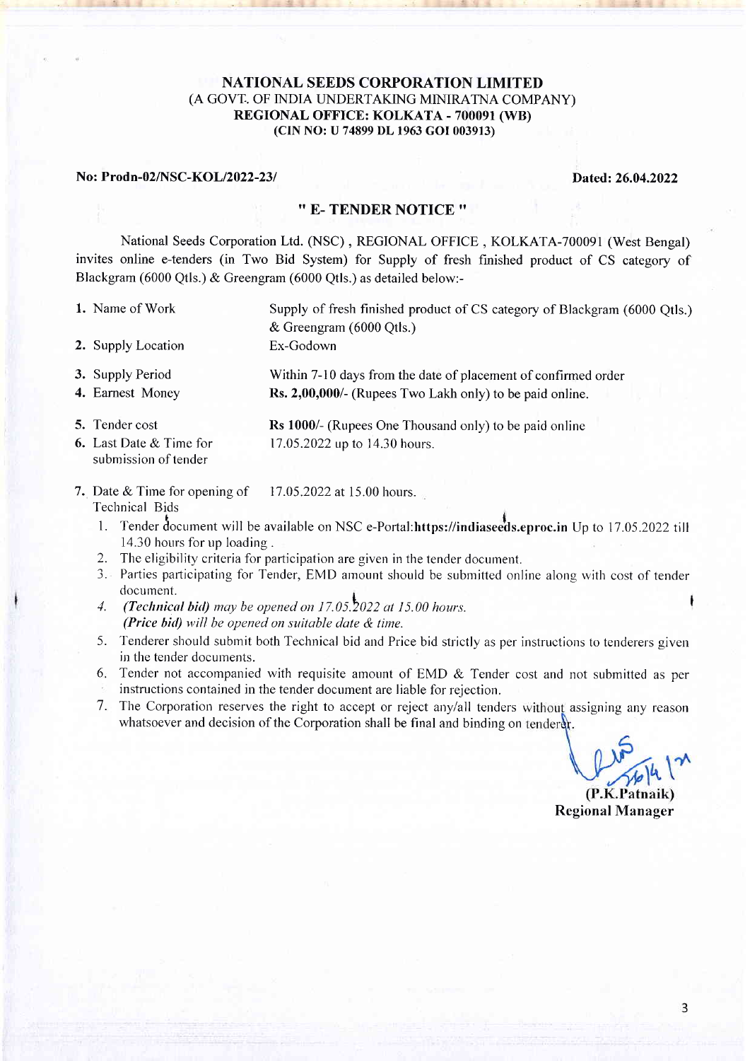**NATIONAL SEEDS CORPORATION LIMITED**
(A GOVT. OF INDIA UNDERTAKING MINIRATNA COMPANY)
**REGIONAL OFFICE: KOLKATA - 700091 (WB)**
**(CIN NO: U 74899 DL 1963 GOI 003913)**

**No: Prodn-02/NSC-KOL/2022-23/** **Dated: 26.04.2022**

## " E- TENDER NOTICE "

National Seeds Corporation Ltd. (NSC) , REGIONAL OFFICE , KOLKATA-700091 (West Bengal) invites online e-tenders (in Two Bid System) for Supply of fresh finished product of CS category of Blackgram (6000 Qtls.) & Greengram (6000 Qtls.) as detailed below:-

| | |
|---|---|
| 1. Name of Work | Supply of fresh finished product of CS category of Blackgram (6000 Qtls.) & Greengram (6000 Qtls.) |
| 2. Supply Location | Ex-Godown |
| 3. Supply Period | Within 7-10 days from the date of placement of confirmed order |
| 4. Earnest Money | **Rs. 2,00,000/-** (Rupees Two Lakh only) to be paid online. |
| 5. Tender cost | **Rs 1000/-** (Rupees One Thousand only) to be paid online |
| 6. Last Date & Time for submission of tender | 17.05.2022 up to 14.30 hours. |
| 7. Date & Time for opening of Technical Bids | 17.05.2022 at 15.00 hours. |

1. Tender document will be available on NSC e-Portal:**https://indiaseeds.eproc.in** Up to 17.05.2022 till 14.30 hours for up loading .
2. The eligibility criteria for participation are given in the tender document.
3. Parties participating for Tender, EMD amount should be submitted online along with cost of tender document.
4. ***(Technical bid)*** *may be opened on 17.05.2022 at 15.00 hours.*
   ***(Price bid)*** *will be opened on suitable date & time.*
5. Tenderer should submit both Technical bid and Price bid strictly as per instructions to tenderers given in the tender documents.
6. Tender not accompanied with requisite amount of EMD & Tender cost and not submitted as per instructions contained in the tender document are liable for rejection.
7. The Corporation reserves the right to accept or reject any/all tenders without assigning any reason whatsoever and decision of the Corporation shall be final and binding on tenderer.

26/4/22

**(P.K.Patnaik)**
**Regional Manager**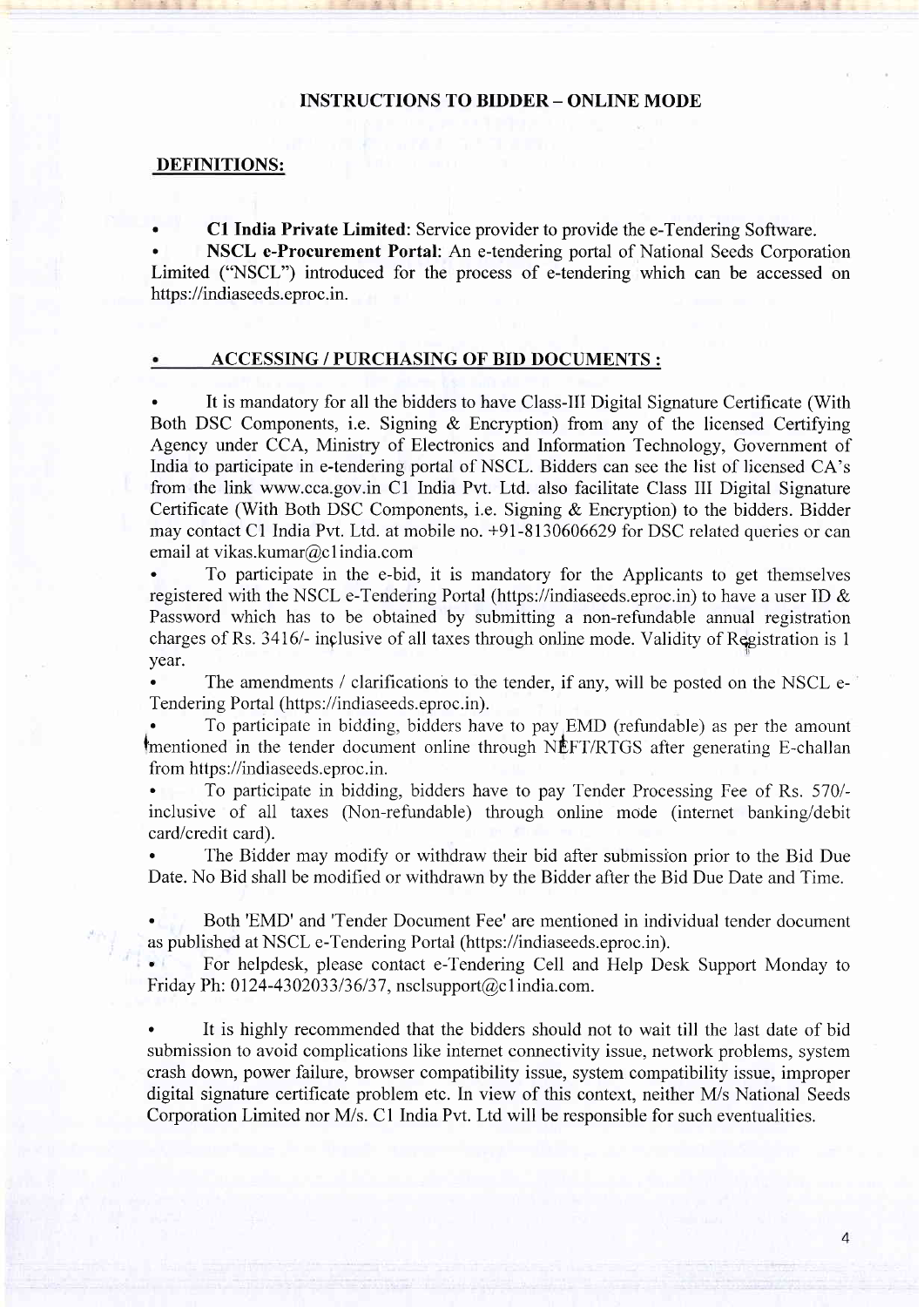## INSTRUCTIONS TO BIDDER – ONLINE MODE

### DEFINITIONS:

- **C1 India Private Limited**: Service provider to provide the e-Tendering Software.
- **NSCL e-Procurement Portal**: An e-tendering portal of National Seeds Corporation Limited ("NSCL") introduced for the process of e-tendering which can be accessed on https://indiaseeds.eproc.in.

### ACCESSING / PURCHASING OF BID DOCUMENTS :

- It is mandatory for all the bidders to have Class-III Digital Signature Certificate (With Both DSC Components, i.e. Signing & Encryption) from any of the licensed Certifying Agency under CCA, Ministry of Electronics and Information Technology, Government of India to participate in e-tendering portal of NSCL. Bidders can see the list of licensed CA's from the link www.cca.gov.in C1 India Pvt. Ltd. also facilitate Class III Digital Signature Certificate (With Both DSC Components, i.e. Signing & Encryption) to the bidders. Bidder may contact C1 India Pvt. Ltd. at mobile no. +91-8130606629 for DSC related queries or can email at vikas.kumar@c1india.com
- To participate in the e-bid, it is mandatory for the Applicants to get themselves registered with the NSCL e-Tendering Portal (https://indiaseeds.eproc.in) to have a user ID & Password which has to be obtained by submitting a non-refundable annual registration charges of Rs. 3416/- inclusive of all taxes through online mode. Validity of Registration is 1 year.
- The amendments / clarifications to the tender, if any, will be posted on the NSCL e-Tendering Portal (https://indiaseeds.eproc.in).
- To participate in bidding, bidders have to pay EMD (refundable) as per the amount mentioned in the tender document online through NEFT/RTGS after generating E-challan from https://indiaseeds.eproc.in.
- To participate in bidding, bidders have to pay Tender Processing Fee of Rs. 570/- inclusive of all taxes (Non-refundable) through online mode (internet banking/debit card/credit card).
- The Bidder may modify or withdraw their bid after submission prior to the Bid Due Date. No Bid shall be modified or withdrawn by the Bidder after the Bid Due Date and Time.
- Both 'EMD' and 'Tender Document Fee' are mentioned in individual tender document as published at NSCL e-Tendering Portal (https://indiaseeds.eproc.in).
- For helpdesk, please contact e-Tendering Cell and Help Desk Support Monday to Friday Ph: 0124-4302033/36/37, nsclsupport@c1india.com.
- It is highly recommended that the bidders should not to wait till the last date of bid submission to avoid complications like internet connectivity issue, network problems, system crash down, power failure, browser compatibility issue, system compatibility issue, improper digital signature certificate problem etc. In view of this context, neither M/s National Seeds Corporation Limited nor M/s. C1 India Pvt. Ltd will be responsible for such eventualities.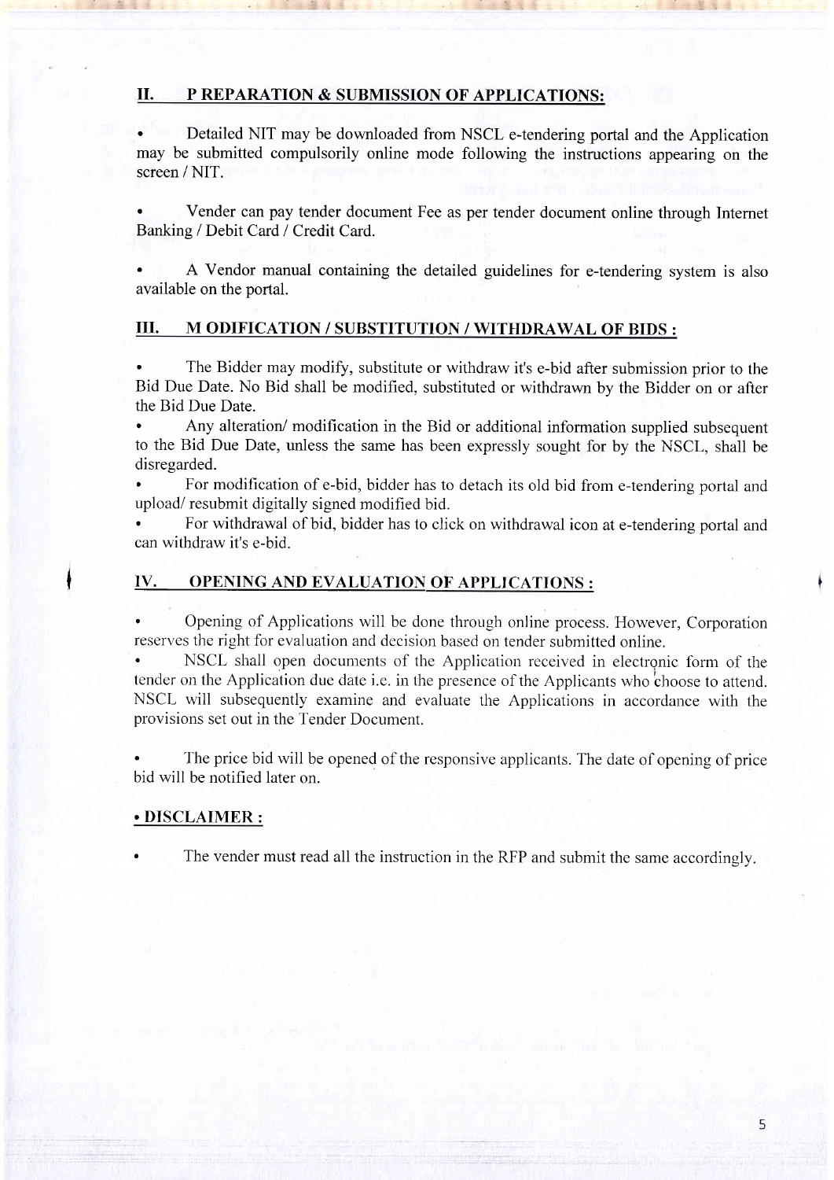## II. P REPARATION & SUBMISSION OF APPLICATIONS:

- Detailed NIT may be downloaded from NSCL e-tendering portal and the Application may be submitted compulsorily online mode following the instructions appearing on the screen / NIT.

- Vender can pay tender document Fee as per tender document online through Internet Banking / Debit Card / Credit Card.

- A Vendor manual containing the detailed guidelines for e-tendering system is also available on the portal.

## III. M ODIFICATION / SUBSTITUTION / WITHDRAWAL OF BIDS :

- The Bidder may modify, substitute or withdraw it's e-bid after submission prior to the Bid Due Date. No Bid shall be modified, substituted or withdrawn by the Bidder on or after the Bid Due Date.
- Any alteration/ modification in the Bid or additional information supplied subsequent to the Bid Due Date, unless the same has been expressly sought for by the NSCL, shall be disregarded.
- For modification of e-bid, bidder has to detach its old bid from e-tendering portal and upload/ resubmit digitally signed modified bid.
- For withdrawal of bid, bidder has to click on withdrawal icon at e-tendering portal and can withdraw it's e-bid.

## IV. OPENING AND EVALUATION OF APPLICATIONS :

- Opening of Applications will be done through online process. However, Corporation reserves the right for evaluation and decision based on tender submitted online.
- NSCL shall open documents of the Application received in electronic form of the tender on the Application due date i.e. in the presence of the Applicants who choose to attend. NSCL will subsequently examine and evaluate the Applications in accordance with the provisions set out in the Tender Document.

- The price bid will be opened of the responsive applicants. The date of opening of price bid will be notified later on.

## • DISCLAIMER :

- The vender must read all the instruction in the RFP and submit the same accordingly.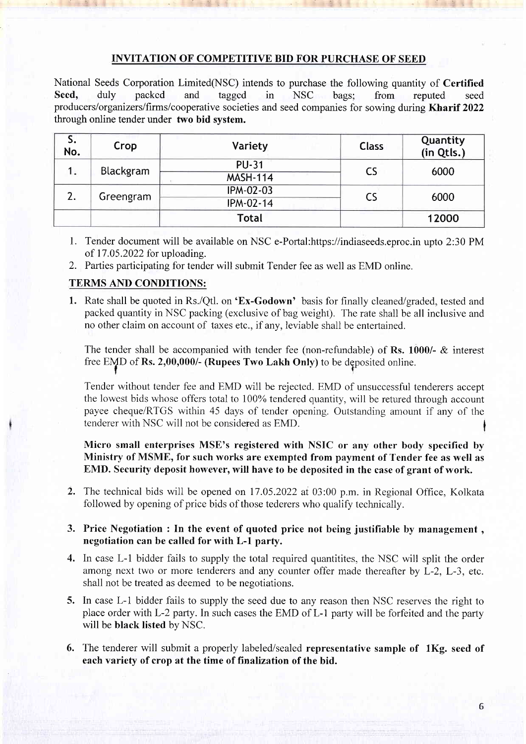## INVITATION OF COMPETITIVE BID FOR PURCHASE OF SEED

National Seeds Corporation Limited(NSC) intends to purchase the following quantity of **Certified Seed,** duly packed and tagged in NSC bags; from reputed seed producers/organizers/firms/cooperative societies and seed companies for sowing during **Kharif 2022** through online tender under **two bid system.**

| S. No. | Crop | Variety | Class | Quantity (in Qtls.) |
|---|---|---|---|---|
| 1. | Blackgram | PU-31 | CS | 6000 |
| | | MASH-114 | | |
| 2. | Greengram | IPM-02-03 | CS | 6000 |
| | | IPM-02-14 | | |
| | | **Total** | | **12000** |

1. Tender document will be available on NSC e-Portal:https://indiaseeds.eproc.in upto 2:30 PM of 17.05.2022 for uploading.
2. Parties participating for tender will submit Tender fee as well as EMD online.

### TERMS AND CONDITIONS:

1. Rate shall be quoted in Rs./Qtl. on **'Ex-Godown'** basis for finally cleaned/graded, tested and packed quantity in NSC packing (exclusive of bag weight). The rate shall be all inclusive and no other claim on account of taxes etc., if any, leviable shall be entertained.

   The tender shall be accompanied with tender fee (non-refundable) of **Rs. 1000/-** & interest free EMD of **Rs. 2,00,000/- (Rupees Two Lakh Only)** to be deposited online.

   Tender without tender fee and EMD will be rejected. EMD of unsuccessful tenderers accept the lowest bids whose offers total to 100% tendered quantity, will be retured through account payee cheque/RTGS within 45 days of tender opening. Outstanding amount if any of the tenderer with NSC will not be considered as EMD.

   **Micro small enterprises MSE's registered with NSIC or any other body specified by Ministry of MSME, for such works are exempted from payment of Tender fee as well as EMD. Security deposit however, will have to be deposited in the case of grant of work.**

2. The technical bids will be opened on 17.05.2022 at 03:00 p.m. in Regional Office, Kolkata followed by opening of price bids of those tederers who qualify technically.

3. **Price Negotiation : In the event of quoted price not being justifiable by management , negotiation can be called for with L-1 party.**

4. In case L-1 bidder fails to supply the total required quantitites, the NSC will split the order among next two or more tenderers and any counter offer made thereafter by L-2, L-3, etc. shall not be treated as deemed to be negotiations.

5. In case L-1 bidder fails to supply the seed due to any reason then NSC reserves the right to place order with L-2 party. In such cases the EMD of L-1 party will be forfeited and the party will be **black listed** by NSC.

6. The tenderer will submit a properly labeled/sealed **representative sample of 1Kg. seed of each variety of crop at the time of finalization of the bid.**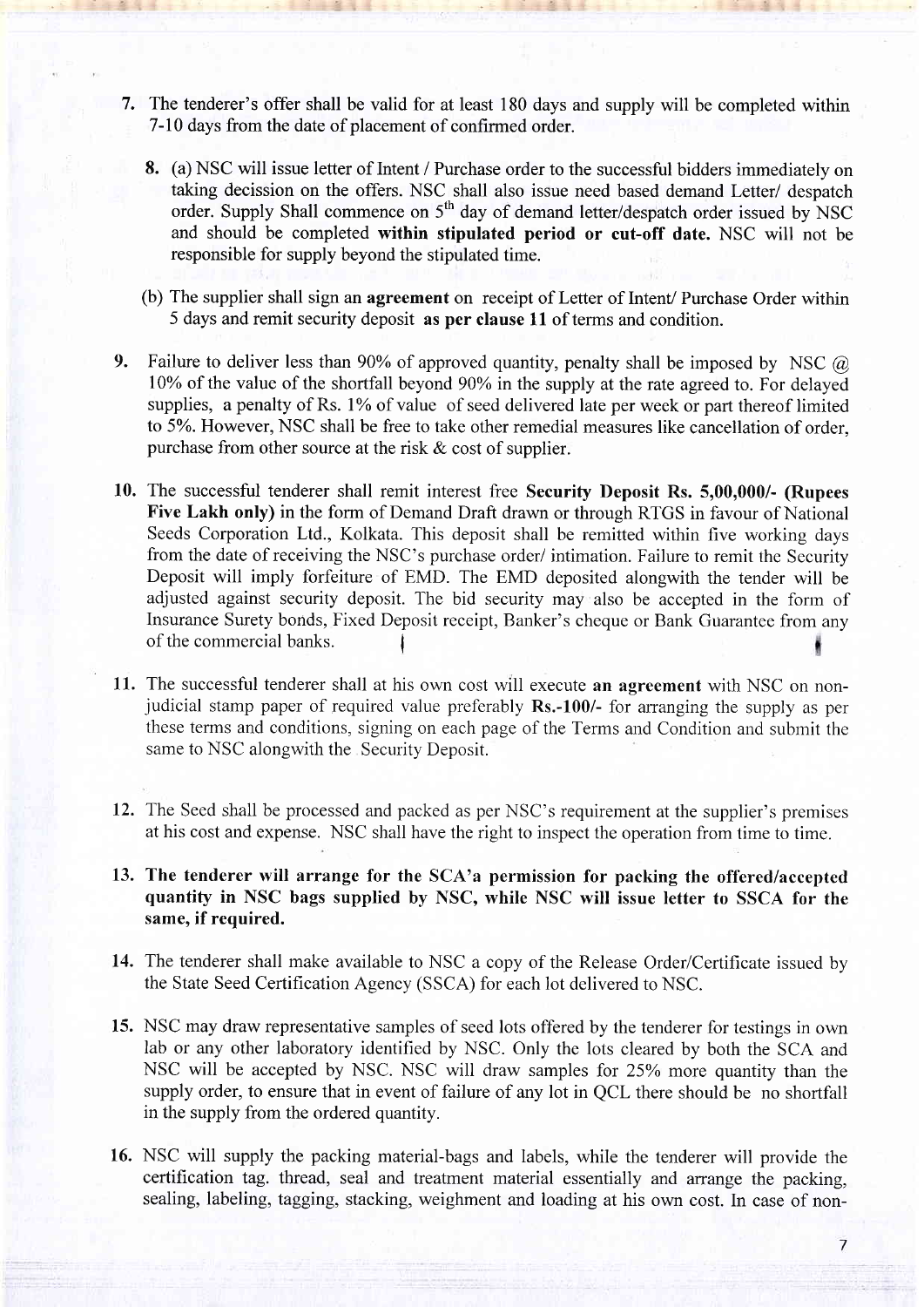7. The tenderer's offer shall be valid for at least 180 days and supply will be completed within 7-10 days from the date of placement of confirmed order.

8. (a) NSC will issue letter of Intent / Purchase order to the successful bidders immediately on taking decission on the offers. NSC shall also issue need based demand Letter/ despatch order. Supply Shall commence on 5th day of demand letter/despatch order issued by NSC and should be completed **within stipulated period or cut-off date.** NSC will not be responsible for supply beyond the stipulated time.

   (b) The supplier shall sign an **agreement** on receipt of Letter of Intent/ Purchase Order within 5 days and remit security deposit **as per clause 11** of terms and condition.

9. Failure to deliver less than 90% of approved quantity, penalty shall be imposed by NSC @ 10% of the value of the shortfall beyond 90% in the supply at the rate agreed to. For delayed supplies, a penalty of Rs. 1% of value of seed delivered late per week or part thereof limited to 5%. However, NSC shall be free to take other remedial measures like cancellation of order, purchase from other source at the risk & cost of supplier.

10. The successful tenderer shall remit interest free **Security Deposit Rs. 5,00,000/- (Rupees Five Lakh only)** in the form of Demand Draft drawn or through RTGS in favour of National Seeds Corporation Ltd., Kolkata. This deposit shall be remitted within five working days from the date of receiving the NSC's purchase order/ intimation. Failure to remit the Security Deposit will imply forfeiture of EMD. The EMD deposited alongwith the tender will be adjusted against security deposit. The bid security may also be accepted in the form of Insurance Surety bonds, Fixed Deposit receipt, Banker's cheque or Bank Guarantee from any of the commercial banks.

11. The successful tenderer shall at his own cost will execute **an agreement** with NSC on non-judicial stamp paper of required value preferably **Rs.-100/-** for arranging the supply as per these terms and conditions, signing on each page of the Terms and Condition and submit the same to NSC alongwith the Security Deposit.

12. The Seed shall be processed and packed as per NSC's requirement at the supplier's premises at his cost and expense. NSC shall have the right to inspect the operation from time to time.

13. **The tenderer will arrange for the SCA'a permission for packing the offered/accepted quantity in NSC bags supplied by NSC, while NSC will issue letter to SSCA for the same, if required.**

14. The tenderer shall make available to NSC a copy of the Release Order/Certificate issued by the State Seed Certification Agency (SSCA) for each lot delivered to NSC.

15. NSC may draw representative samples of seed lots offered by the tenderer for testings in own lab or any other laboratory identified by NSC. Only the lots cleared by both the SCA and NSC will be accepted by NSC. NSC will draw samples for 25% more quantity than the supply order, to ensure that in event of failure of any lot in QCL there should be no shortfall in the supply from the ordered quantity.

16. NSC will supply the packing material-bags and labels, while the tenderer will provide the certification tag. thread, seal and treatment material essentially and arrange the packing, sealing, labeling, tagging, stacking, weighment and loading at his own cost. In case of non-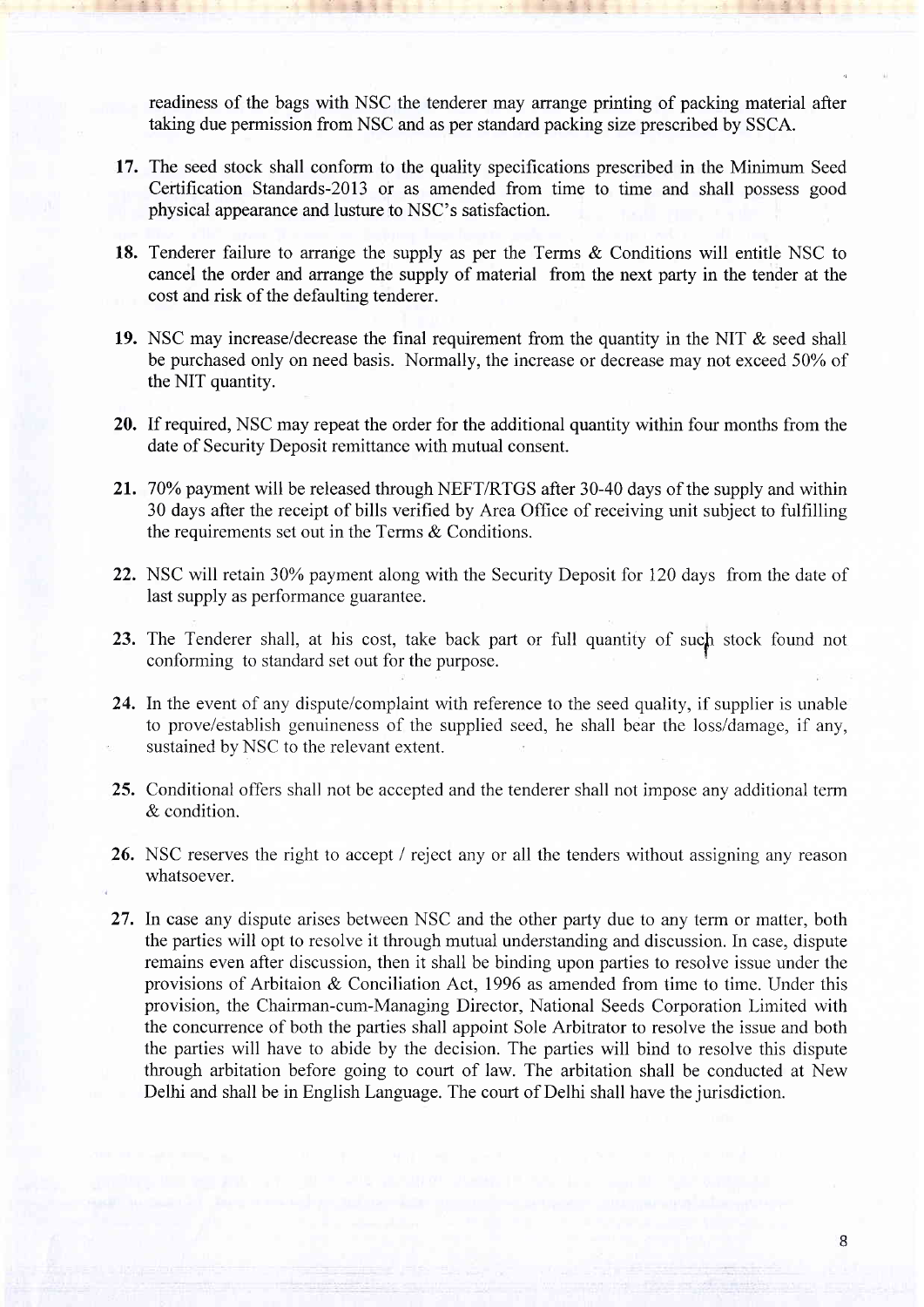readiness of the bags with NSC the tenderer may arrange printing of packing material after taking due permission from NSC and as per standard packing size prescribed by SSCA.

17. The seed stock shall conform to the quality specifications prescribed in the Minimum Seed Certification Standards-2013 or as amended from time to time and shall possess good physical appearance and lusture to NSC's satisfaction.

18. Tenderer failure to arrange the supply as per the Terms & Conditions will entitle NSC to cancel the order and arrange the supply of material from the next party in the tender at the cost and risk of the defaulting tenderer.

19. NSC may increase/decrease the final requirement from the quantity in the NIT & seed shall be purchased only on need basis. Normally, the increase or decrease may not exceed 50% of the NIT quantity.

20. If required, NSC may repeat the order for the additional quantity within four months from the date of Security Deposit remittance with mutual consent.

21. 70% payment will be released through NEFT/RTGS after 30-40 days of the supply and within 30 days after the receipt of bills verified by Area Office of receiving unit subject to fulfilling the requirements set out in the Terms & Conditions.

22. NSC will retain 30% payment along with the Security Deposit for 120 days from the date of last supply as performance guarantee.

23. The Tenderer shall, at his cost, take back part or full quantity of such stock found not conforming to standard set out for the purpose.

24. In the event of any dispute/complaint with reference to the seed quality, if supplier is unable to prove/establish genuineness of the supplied seed, he shall bear the loss/damage, if any, sustained by NSC to the relevant extent.

25. Conditional offers shall not be accepted and the tenderer shall not impose any additional term & condition.

26. NSC reserves the right to accept / reject any or all the tenders without assigning any reason whatsoever.

27. In case any dispute arises between NSC and the other party due to any term or matter, both the parties will opt to resolve it through mutual understanding and discussion. In case, dispute remains even after discussion, then it shall be binding upon parties to resolve issue under the provisions of Arbitaion & Conciliation Act, 1996 as amended from time to time. Under this provision, the Chairman-cum-Managing Director, National Seeds Corporation Limited with the concurrence of both the parties shall appoint Sole Arbitrator to resolve the issue and both the parties will have to abide by the decision. The parties will bind to resolve this dispute through arbitration before going to court of law. The arbitration shall be conducted at New Delhi and shall be in English Language. The court of Delhi shall have the jurisdiction.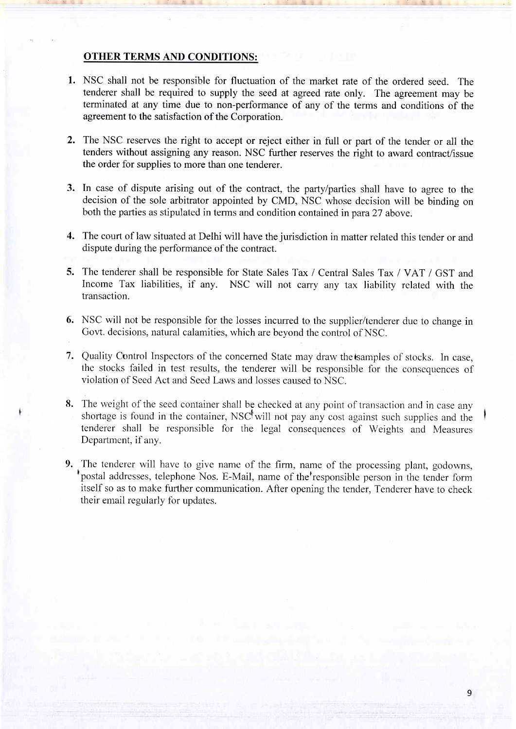**OTHER TERMS AND CONDITIONS:**

1. NSC shall not be responsible for fluctuation of the market rate of the ordered seed. The tenderer shall be required to supply the seed at agreed rate only. The agreement may be terminated at any time due to non-performance of any of the terms and conditions of the agreement to the satisfaction of the Corporation.

2. The NSC reserves the right to accept or reject either in full or part of the tender or all the tenders without assigning any reason. NSC further reserves the right to award contract/issue the order for supplies to more than one tenderer.

3. In case of dispute arising out of the contract, the party/parties shall have to agree to the decision of the sole arbitrator appointed by CMD, NSC whose decision will be binding on both the parties as stipulated in terms and condition contained in para 27 above.

4. The court of law situated at Delhi will have the jurisdiction in matter related this tender or and dispute during the performance of the contract.

5. The tenderer shall be responsible for State Sales Tax / Central Sales Tax / VAT / GST and Income Tax liabilities, if any. NSC will not carry any tax liability related with the transaction.

6. NSC will not be responsible for the losses incurred to the supplier/tenderer due to change in Govt. decisions, natural calamities, which are beyond the control of NSC.

7. Quality Control Inspectors of the concerned State may draw the samples of stocks. In case, the stocks failed in test results, the tenderer will be responsible for the consequences of violation of Seed Act and Seed Laws and losses caused to NSC.

8. The weight of the seed container shall be checked at any point of transaction and in case any shortage is found in the container, NSC will not pay any cost against such supplies and the tenderer shall be responsible for the legal consequences of Weights and Measures Department, if any.

9. The tenderer will have to give name of the firm, name of the processing plant, godowns, postal addresses, telephone Nos. E-Mail, name of the responsible person in the tender form itself so as to make further communication. After opening the tender, Tenderer have to check their email regularly for updates.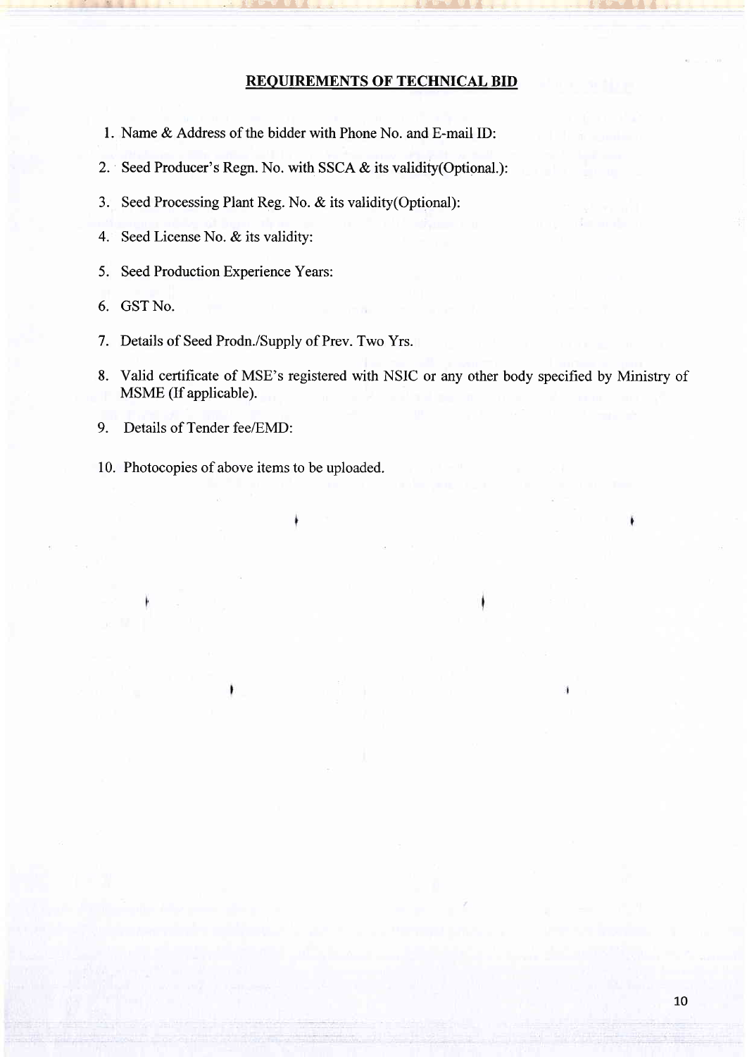## REQUIREMENTS OF TECHNICAL BID

1. Name & Address of the bidder with Phone No. and E-mail ID:
2. Seed Producer's Regn. No. with SSCA & its validity(Optional.):
3. Seed Processing Plant Reg. No. & its validity(Optional):
4. Seed License No. & its validity:
5. Seed Production Experience Years:
6. GST No.
7. Details of Seed Prodn./Supply of Prev. Two Yrs.
8. Valid certificate of MSE's registered with NSIC or any other body specified by Ministry of MSME (If applicable).
9. Details of Tender fee/EMD:
10. Photocopies of above items to be uploaded.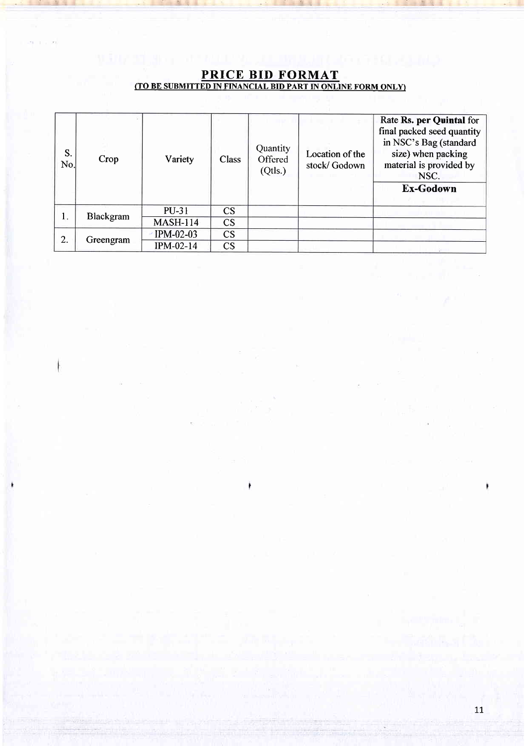## PRICE BID FORMAT

**(TO BE SUBMITTED IN FINANCIAL BID PART IN ONLINE FORM ONLY)**

| S. No. | Crop | Variety | Class | Quantity Offered (Qtls.) | Location of the stock/ Godown | Rate **Rs. per Quintal** for final packed seed quantity in NSC's Bag (standard size) when packing material is provided by NSC. |
|---|---|---|---|---|---|---|
| | | | | | | **Ex-Godown** |
| 1. | Blackgram | PU-31 | CS | | | |
| | | MASH-114 | CS | | | |
| 2. | Greengram | IPM-02-03 | CS | | | |
| | | IPM-02-14 | CS | | | |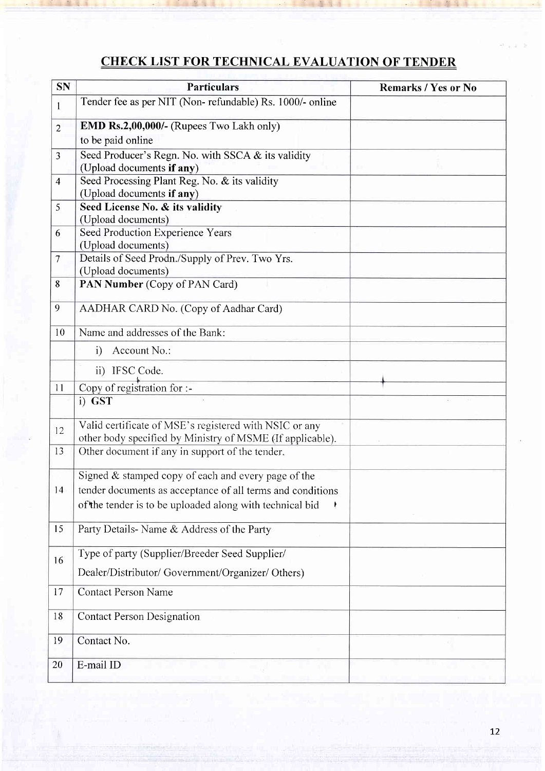## CHECK LIST FOR TECHNICAL EVALUATION OF TENDER

| SN | Particulars | Remarks / Yes or No |
|---|---|---|
| 1 | Tender fee as per NIT (Non- refundable) Rs. 1000/- online | |
| 2 | **EMD Rs.2,00,000/-** (Rupees Two Lakh only) to be paid online | |
| 3 | Seed Producer's Regn. No. with SSCA & its validity (Upload documents **if any**) | |
| 4 | Seed Processing Plant Reg. No. & its validity (Upload documents **if any**) | |
| 5 | **Seed License No. & its validity** (Upload documents) | |
| 6 | Seed Production Experience Years (Upload documents) | |
| 7 | Details of Seed Prodn./Supply of Prev. Two Yrs. (Upload documents) | |
| 8 | **PAN Number** (Copy of PAN Card) | |
| 9 | AADHAR CARD No. (Copy of Aadhar Card) | |
| 10 | Name and addresses of the Bank: | |
| | i) Account No.: | |
| | ii) IFSC Code. | |
| 11 | Copy of registration for :- | |
| | i) **GST** | |
| 12 | Valid certificate of MSE's registered with NSIC or any other body specified by Ministry of MSME (If applicable). | |
| 13 | Other document if any in support of the tender. | |
| 14 | Signed & stamped copy of each and every page of the tender documents as acceptance of all terms and conditions of the tender is to be uploaded along with technical bid | |
| 15 | Party Details- Name & Address of the Party | |
| 16 | Type of party (Supplier/Breeder Seed Supplier/ Dealer/Distributor/ Government/Organizer/ Others) | |
| 17 | Contact Person Name | |
| 18 | Contact Person Designation | |
| 19 | Contact No. | |
| 20 | E-mail ID | |